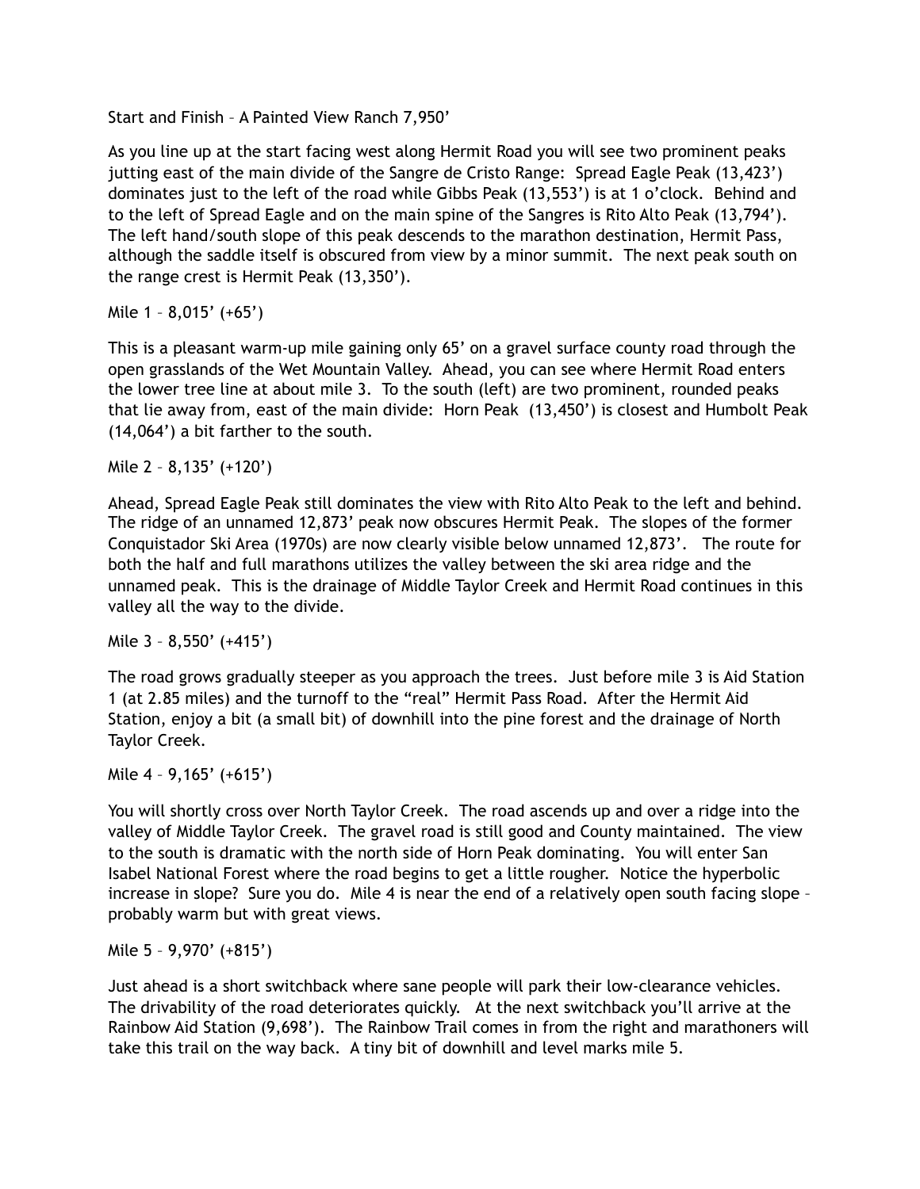Start and Finish – A Painted View Ranch 7,950'

As you line up at the start facing west along Hermit Road you will see two prominent peaks jutting east of the main divide of the Sangre de Cristo Range: Spread Eagle Peak (13,423') dominates just to the left of the road while Gibbs Peak (13,553') is at 1 o'clock. Behind and to the left of Spread Eagle and on the main spine of the Sangres is Rito Alto Peak (13,794'). The left hand/south slope of this peak descends to the marathon destination, Hermit Pass, although the saddle itself is obscured from view by a minor summit. The next peak south on the range crest is Hermit Peak (13,350').

Mile 1 – 8,015' (+65')

This is a pleasant warm-up mile gaining only 65' on a gravel surface county road through the open grasslands of the Wet Mountain Valley. Ahead, you can see where Hermit Road enters the lower tree line at about mile 3. To the south (left) are two prominent, rounded peaks that lie away from, east of the main divide: Horn Peak (13,450') is closest and Humbolt Peak (14,064') a bit farther to the south.

Mile 2 – 8,135' (+120')

Ahead, Spread Eagle Peak still dominates the view with Rito Alto Peak to the left and behind. The ridge of an unnamed 12,873' peak now obscures Hermit Peak. The slopes of the former Conquistador Ski Area (1970s) are now clearly visible below unnamed 12,873'. The route for both the half and full marathons utilizes the valley between the ski area ridge and the unnamed peak. This is the drainage of Middle Taylor Creek and Hermit Road continues in this valley all the way to the divide.

Mile 3 – 8,550' (+415')

The road grows gradually steeper as you approach the trees. Just before mile 3 is Aid Station 1 (at 2.85 miles) and the turnoff to the "real" Hermit Pass Road. After the Hermit Aid Station, enjoy a bit (a small bit) of downhill into the pine forest and the drainage of North Taylor Creek.

Mile 4 – 9,165' (+615')

You will shortly cross over North Taylor Creek. The road ascends up and over a ridge into the valley of Middle Taylor Creek. The gravel road is still good and County maintained. The view to the south is dramatic with the north side of Horn Peak dominating. You will enter San Isabel National Forest where the road begins to get a little rougher. Notice the hyperbolic increase in slope? Sure you do. Mile 4 is near the end of a relatively open south facing slope – probably warm but with great views.

Mile 5 – 9,970' (+815')

Just ahead is a short switchback where sane people will park their low-clearance vehicles. The drivability of the road deteriorates quickly. At the next switchback you'll arrive at the Rainbow Aid Station (9,698'). The Rainbow Trail comes in from the right and marathoners will take this trail on the way back. A tiny bit of downhill and level marks mile 5.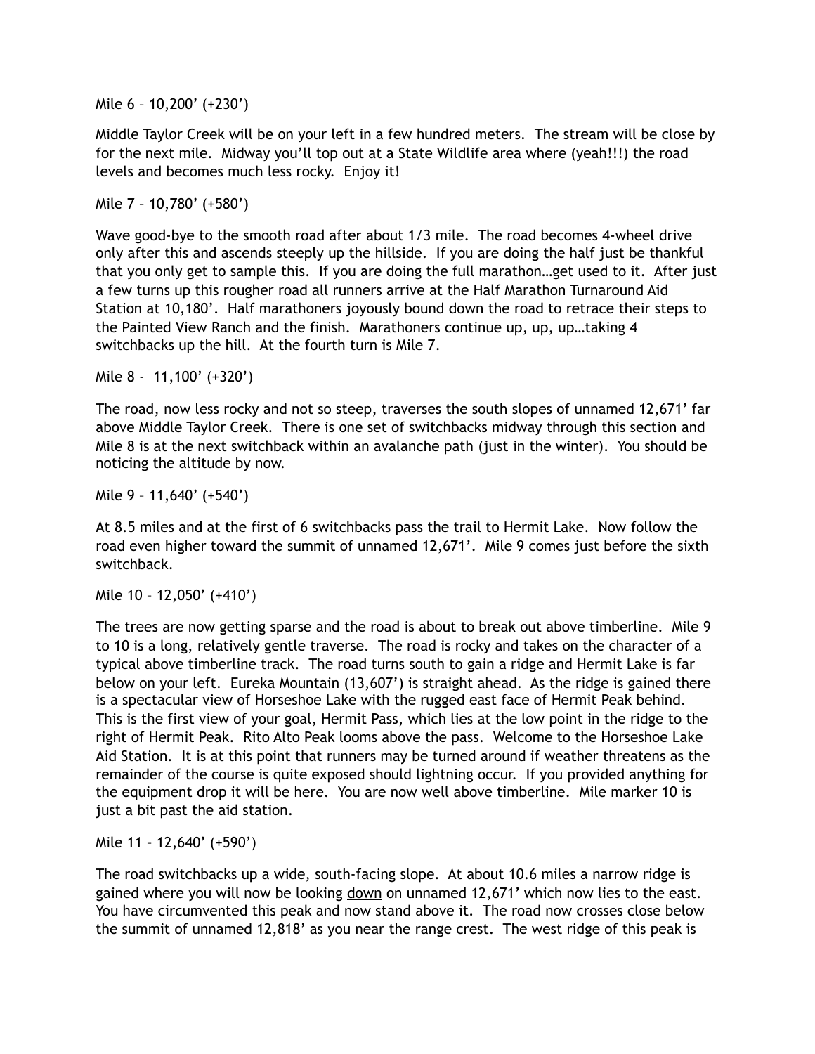Mile 6 – 10,200' (+230')

Middle Taylor Creek will be on your left in a few hundred meters. The stream will be close by for the next mile. Midway you'll top out at a State Wildlife area where (yeah!!!) the road levels and becomes much less rocky. Enjoy it!

Mile 7 – 10,780' (+580')

Wave good-bye to the smooth road after about 1/3 mile. The road becomes 4-wheel drive only after this and ascends steeply up the hillside. If you are doing the half just be thankful that you only get to sample this. If you are doing the full marathon…get used to it. After just a few turns up this rougher road all runners arrive at the Half Marathon Turnaround Aid Station at 10,180'. Half marathoners joyously bound down the road to retrace their steps to the Painted View Ranch and the finish. Marathoners continue up, up, up…taking 4 switchbacks up the hill. At the fourth turn is Mile 7.

Mile 8 - 11,100' (+320')

The road, now less rocky and not so steep, traverses the south slopes of unnamed 12,671' far above Middle Taylor Creek. There is one set of switchbacks midway through this section and Mile 8 is at the next switchback within an avalanche path (just in the winter). You should be noticing the altitude by now.

Mile 9 – 11,640' (+540')

At 8.5 miles and at the first of 6 switchbacks pass the trail to Hermit Lake. Now follow the road even higher toward the summit of unnamed 12,671'. Mile 9 comes just before the sixth switchback.

Mile 10 – 12,050' (+410')

The trees are now getting sparse and the road is about to break out above timberline. Mile 9 to 10 is a long, relatively gentle traverse. The road is rocky and takes on the character of a typical above timberline track. The road turns south to gain a ridge and Hermit Lake is far below on your left. Eureka Mountain (13,607') is straight ahead. As the ridge is gained there is a spectacular view of Horseshoe Lake with the rugged east face of Hermit Peak behind. This is the first view of your goal, Hermit Pass, which lies at the low point in the ridge to the right of Hermit Peak. Rito Alto Peak looms above the pass. Welcome to the Horseshoe Lake Aid Station. It is at this point that runners may be turned around if weather threatens as the remainder of the course is quite exposed should lightning occur. If you provided anything for the equipment drop it will be here. You are now well above timberline. Mile marker 10 is just a bit past the aid station.

Mile 11 – 12,640' (+590')

The road switchbacks up a wide, south-facing slope. At about 10.6 miles a narrow ridge is gained where you will now be looking <u>down</u> on unnamed 12,671' which now lies to the east. You have circumvented this peak and now stand above it. The road now crosses close below the summit of unnamed 12,818' as you near the range crest. The west ridge of this peak is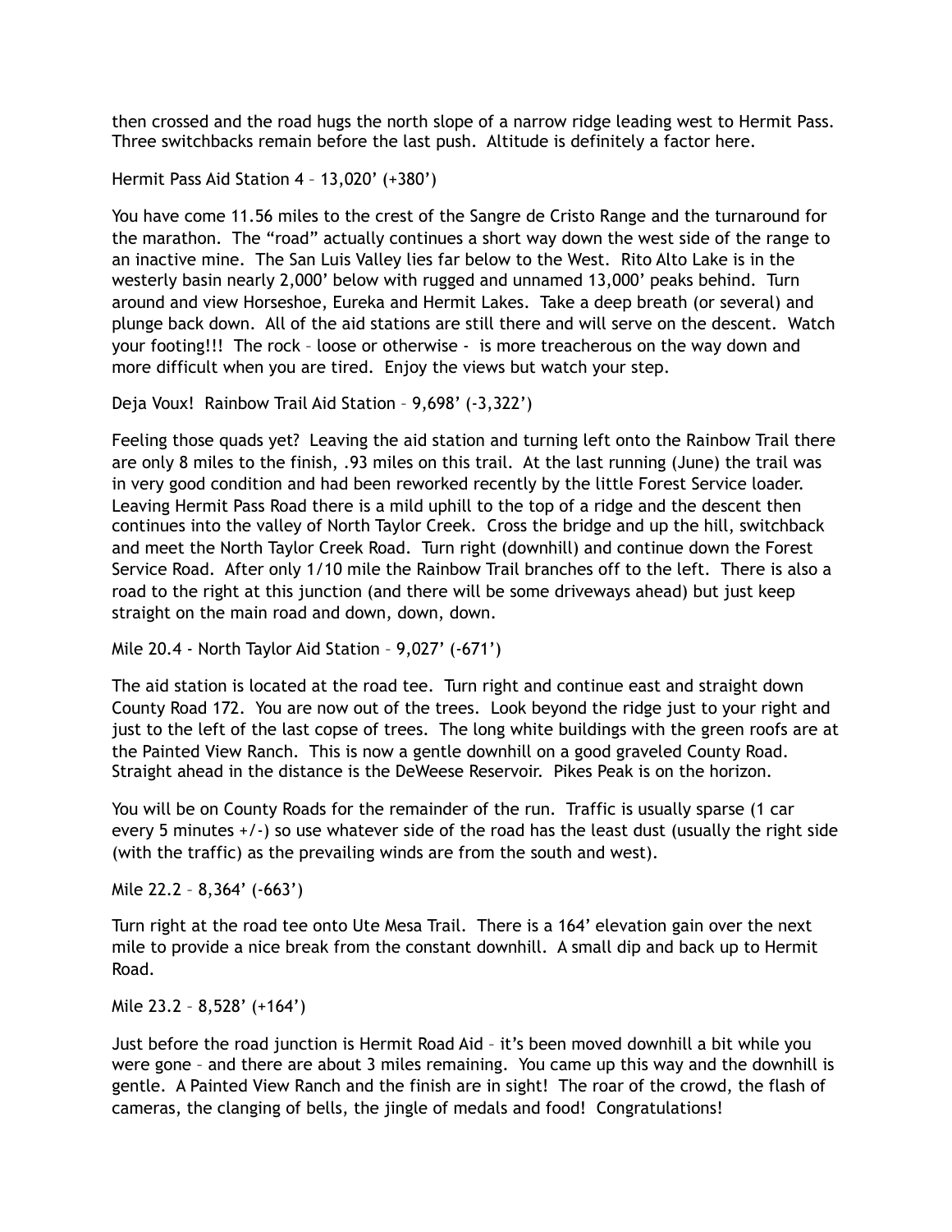then crossed and the road hugs the north slope of a narrow ridge leading west to Hermit Pass. Three switchbacks remain before the last push. Altitude is definitely a factor here.

Hermit Pass Aid Station 4 – 13,020' (+380')

You have come 11.56 miles to the crest of the Sangre de Cristo Range and the turnaround for the marathon. The "road" actually continues a short way down the west side of the range to an inactive mine. The San Luis Valley lies far below to the West. Rito Alto Lake is in the westerly basin nearly 2,000' below with rugged and unnamed 13,000' peaks behind. Turn around and view Horseshoe, Eureka and Hermit Lakes. Take a deep breath (or several) and plunge back down. All of the aid stations are still there and will serve on the descent. Watch your footing!!! The rock – loose or otherwise - is more treacherous on the way down and more difficult when you are tired. Enjoy the views but watch your step.

Deja Voux! Rainbow Trail Aid Station – 9,698' (-3,322')

Feeling those quads yet? Leaving the aid station and turning left onto the Rainbow Trail there are only 8 miles to the finish, .93 miles on this trail. At the last running (June) the trail was in very good condition and had been reworked recently by the little Forest Service loader. Leaving Hermit Pass Road there is a mild uphill to the top of a ridge and the descent then continues into the valley of North Taylor Creek. Cross the bridge and up the hill, switchback and meet the North Taylor Creek Road. Turn right (downhill) and continue down the Forest Service Road. After only 1/10 mile the Rainbow Trail branches off to the left. There is also a road to the right at this junction (and there will be some driveways ahead) but just keep straight on the main road and down, down, down.

Mile 20.4 - North Taylor Aid Station – 9,027' (-671')

The aid station is located at the road tee. Turn right and continue east and straight down County Road 172. You are now out of the trees. Look beyond the ridge just to your right and just to the left of the last copse of trees. The long white buildings with the green roofs are at the Painted View Ranch. This is now a gentle downhill on a good graveled County Road. Straight ahead in the distance is the DeWeese Reservoir. Pikes Peak is on the horizon.

You will be on County Roads for the remainder of the run. Traffic is usually sparse (1 car every 5 minutes +/-) so use whatever side of the road has the least dust (usually the right side (with the traffic) as the prevailing winds are from the south and west).

Mile 22.2 – 8,364' (-663')

Turn right at the road tee onto Ute Mesa Trail. There is a 164' elevation gain over the next mile to provide a nice break from the constant downhill. A small dip and back up to Hermit Road.

Mile 23.2 – 8,528' (+164')

Just before the road junction is Hermit Road Aid – it's been moved downhill a bit while you were gone – and there are about 3 miles remaining. You came up this way and the downhill is gentle. A Painted View Ranch and the finish are in sight! The roar of the crowd, the flash of cameras, the clanging of bells, the jingle of medals and food! Congratulations!